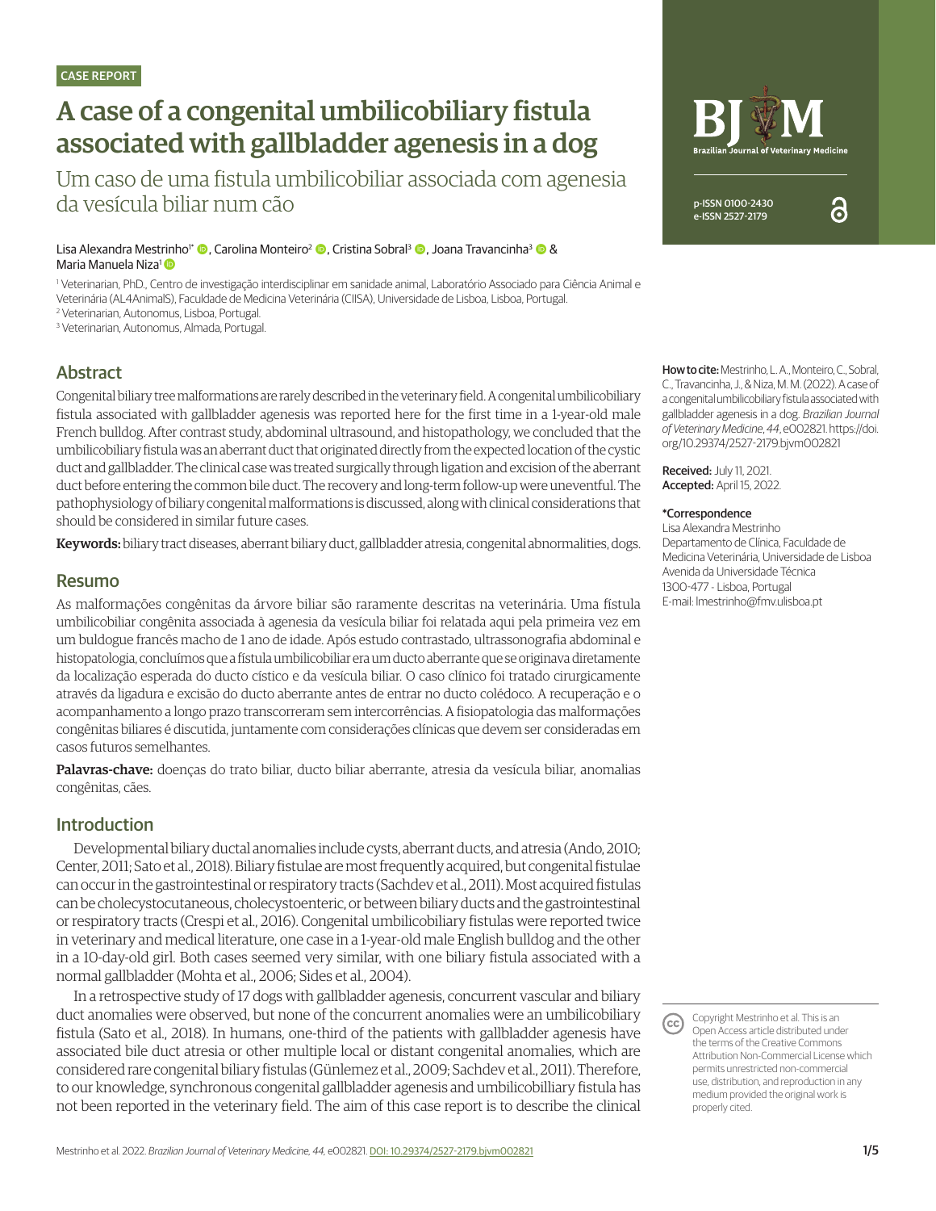CASE REPORT

# A case of a congenital umbilicobiliary fistula associated with gallbladder agenesis in a dog

## Um caso de uma fistula umbilicobiliar associada com agenesia da vesícula biliar num cão

Lisa Alexandra Mestrinho[1*], Carolina Monteiro[2], Cristina Sobral[3], Joana Travancinha[3] & Maria Manuela Niza[1]

[1] Veterinarian, PhD., Centro de investigação interdisciplinar em sanidade animal, Laboratório Associado para Ciência Animal e Veterinária (AL4AnimalS), Faculdade de Medicina Veterinária (CIISA), Universidade de Lisboa, Lisboa, Portugal.
[2] Veterinarian, Autonomus, Lisboa, Portugal.
[3] Veterinarian, Autonomus, Almada, Portugal.

BJVM Brazilian Journal of Veterinary Medicine
p-ISSN 0100-2430
e-ISSN 2527-2179

**How to cite:** Mestrinho, L. A., Monteiro, C., Sobral, C., Travancinha, J., & Niza, M. M. (2022). A case of a congenital umbilicobiliary fistula associated with gallbladder agenesis in a dog. *Brazilian Journal of Veterinary Medicine*, *44*, e002821. https://doi.org/10.29374/2527-2179.bjvm002821

**Received:** July 11, 2021.
**Accepted:** April 15, 2022.

**\*Correspondence**
Lisa Alexandra Mestrinho
Departamento de Clínica, Faculdade de Medicina Veterinária, Universidade de Lisboa
Avenida da Universidade Técnica
1300-477 - Lisboa, Portugal
E-mail: lmestrinho@fmv.ulisboa.pt

Copyright Mestrinho et al. This is an Open Access article distributed under the terms of the Creative Commons Attribution Non-Commercial License which permits unrestricted non-commercial use, distribution, and reproduction in any medium provided the original work is properly cited.

## Abstract

Congenital biliary tree malformations are rarely described in the veterinary field. A congenital umbilicobiliary fistula associated with gallbladder agenesis was reported here for the first time in a 1-year-old male French bulldog. After contrast study, abdominal ultrasound, and histopathology, we concluded that the umbilicobiliary fistula was an aberrant duct that originated directly from the expected location of the cystic duct and gallbladder. The clinical case was treated surgically through ligation and excision of the aberrant duct before entering the common bile duct. The recovery and long-term follow-up were uneventful. The pathophysiology of biliary congenital malformations is discussed, along with clinical considerations that should be considered in similar future cases.

**Keywords:** biliary tract diseases, aberrant biliary duct, gallbladder atresia, congenital abnormalities, dogs.

## Resumo

As malformações congênitas da árvore biliar são raramente descritas na veterinária. Uma fístula umbilicobiliar congênita associada à agenesia da vesícula biliar foi relatada aqui pela primeira vez em um buldogue francês macho de 1 ano de idade. Após estudo contrastado, ultrassonografia abdominal e histopatologia, concluímos que a fístula umbilicobiliar era um ducto aberrante que se originava diretamente da localização esperada do ducto cístico e da vesícula biliar. O caso clínico foi tratado cirurgicamente através da ligadura e excisão do ducto aberrante antes de entrar no ducto colédoco. A recuperação e o acompanhamento a longo prazo transcorreram sem intercorrências. A fisiopatologia das malformações congênitas biliares é discutida, juntamente com considerações clínicas que devem ser consideradas em casos futuros semelhantes.

**Palavras-chave:** doenças do trato biliar, ducto biliar aberrante, atresia da vesícula biliar, anomalias congênitas, cães.

## Introduction

Developmental biliary ductal anomalies include cysts, aberrant ducts, and atresia (Ando, 2010; Center, 2011; Sato et al., 2018). Biliary fistulae are most frequently acquired, but congenital fistulae can occur in the gastrointestinal or respiratory tracts (Sachdev et al., 2011). Most acquired fistulas can be cholecystocutaneous, cholecystoenteric, or between biliary ducts and the gastrointestinal or respiratory tracts (Crespi et al., 2016). Congenital umbilicobiliary fistulas were reported twice in veterinary and medical literature, one case in a 1-year-old male English bulldog and the other in a 10-day-old girl. Both cases seemed very similar, with one biliary fistula associated with a normal gallbladder (Mohta et al., 2006; Sides et al., 2004).

In a retrospective study of 17 dogs with gallbladder agenesis, concurrent vascular and biliary duct anomalies were observed, but none of the concurrent anomalies were an umbilicobiliary fistula (Sato et al., 2018). In humans, one-third of the patients with gallbladder agenesis have associated bile duct atresia or other multiple local or distant congenital anomalies, which are considered rare congenital biliary fistulas (Günlemez et al., 2009; Sachdev et al., 2011). Therefore, to our knowledge, synchronous congenital gallbladder agenesis and umbilicobilliary fistula has not been reported in the veterinary field. The aim of this case report is to describe the clinical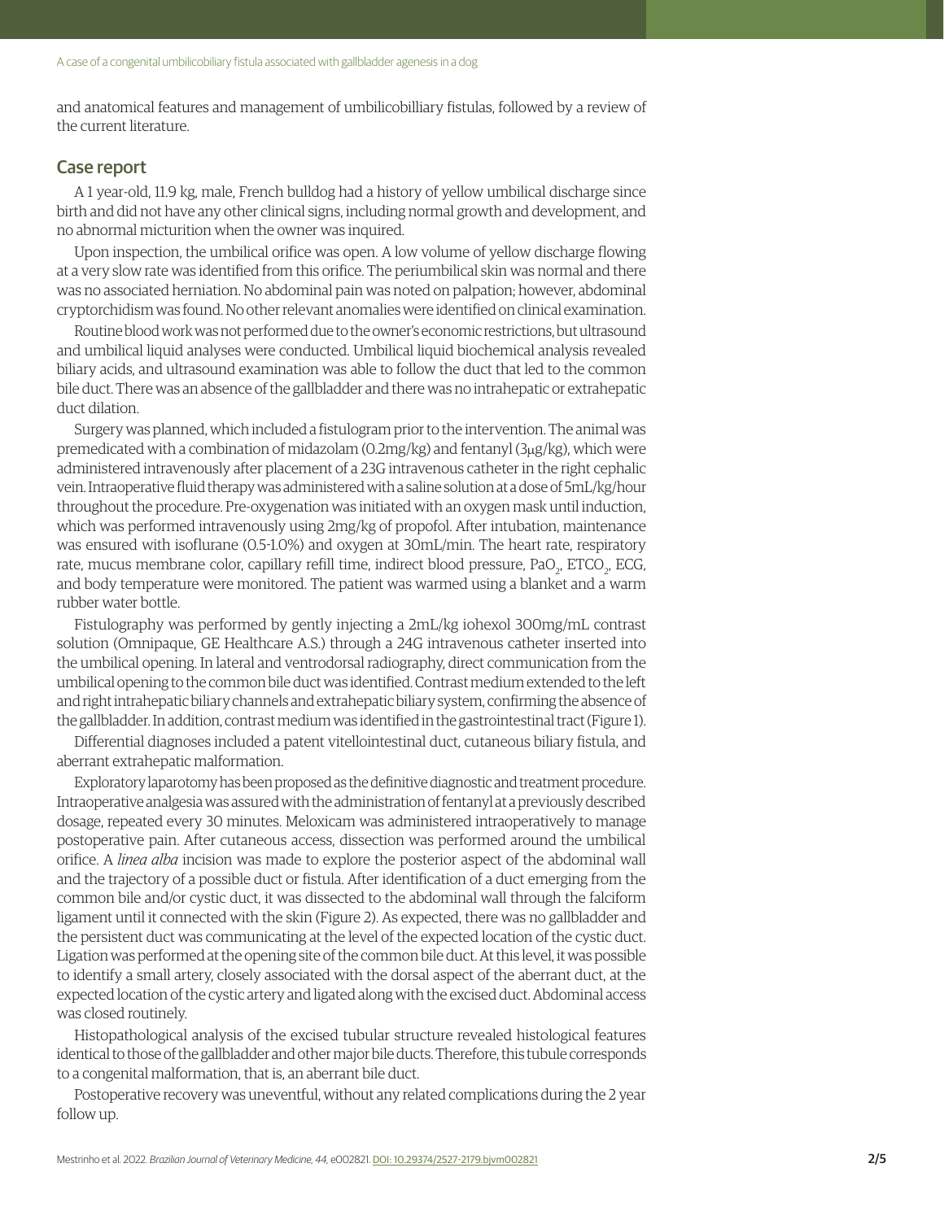and anatomical features and management of umbilicobilliary fistulas, followed by a review of the current literature.

## Case report

A 1 year-old, 11.9 kg, male, French bulldog had a history of yellow umbilical discharge since birth and did not have any other clinical signs, including normal growth and development, and no abnormal micturition when the owner was inquired.

Upon inspection, the umbilical orifice was open. A low volume of yellow discharge flowing at a very slow rate was identified from this orifice. The periumbilical skin was normal and there was no associated herniation. No abdominal pain was noted on palpation; however, abdominal cryptorchidism was found. No other relevant anomalies were identified on clinical examination.

Routine blood work was not performed due to the owner's economic restrictions, but ultrasound and umbilical liquid analyses were conducted. Umbilical liquid biochemical analysis revealed biliary acids, and ultrasound examination was able to follow the duct that led to the common bile duct. There was an absence of the gallbladder and there was no intrahepatic or extrahepatic duct dilation.

Surgery was planned, which included a fistulogram prior to the intervention. The animal was premedicated with a combination of midazolam (0.2mg/kg) and fentanyl (3μg/kg), which were administered intravenously after placement of a 23G intravenous catheter in the right cephalic vein. Intraoperative fluid therapy was administered with a saline solution at a dose of 5mL/kg/hour throughout the procedure. Pre-oxygenation was initiated with an oxygen mask until induction, which was performed intravenously using 2mg/kg of propofol. After intubation, maintenance was ensured with isoflurane (0.5-1.0%) and oxygen at 30mL/min. The heart rate, respiratory rate, mucus membrane color, capillary refill time, indirect blood pressure, $PaO_2$, $ETCO_2$, ECG, and body temperature were monitored. The patient was warmed using a blanket and a warm rubber water bottle.

Fistulography was performed by gently injecting a 2mL/kg iohexol 300mg/mL contrast solution (Omnipaque, GE Healthcare A.S.) through a 24G intravenous catheter inserted into the umbilical opening. In lateral and ventrodorsal radiography, direct communication from the umbilical opening to the common bile duct was identified. Contrast medium extended to the left and right intrahepatic biliary channels and extrahepatic biliary system, confirming the absence of the gallbladder. In addition, contrast medium was identified in the gastrointestinal tract (Figure 1).

Differential diagnoses included a patent vitellointestinal duct, cutaneous biliary fistula, and aberrant extrahepatic malformation.

Exploratory laparotomy has been proposed as the definitive diagnostic and treatment procedure. Intraoperative analgesia was assured with the administration of fentanyl at a previously described dosage, repeated every 30 minutes. Meloxicam was administered intraoperatively to manage postoperative pain. After cutaneous access, dissection was performed around the umbilical orifice. A *linea alba* incision was made to explore the posterior aspect of the abdominal wall and the trajectory of a possible duct or fistula. After identification of a duct emerging from the common bile and/or cystic duct, it was dissected to the abdominal wall through the falciform ligament until it connected with the skin (Figure 2). As expected, there was no gallbladder and the persistent duct was communicating at the level of the expected location of the cystic duct. Ligation was performed at the opening site of the common bile duct. At this level, it was possible to identify a small artery, closely associated with the dorsal aspect of the aberrant duct, at the expected location of the cystic artery and ligated along with the excised duct. Abdominal access was closed routinely.

Histopathological analysis of the excised tubular structure revealed histological features identical to those of the gallbladder and other major bile ducts. Therefore, this tubule corresponds to a congenital malformation, that is, an aberrant bile duct.

Postoperative recovery was uneventful, without any related complications during the 2 year follow up.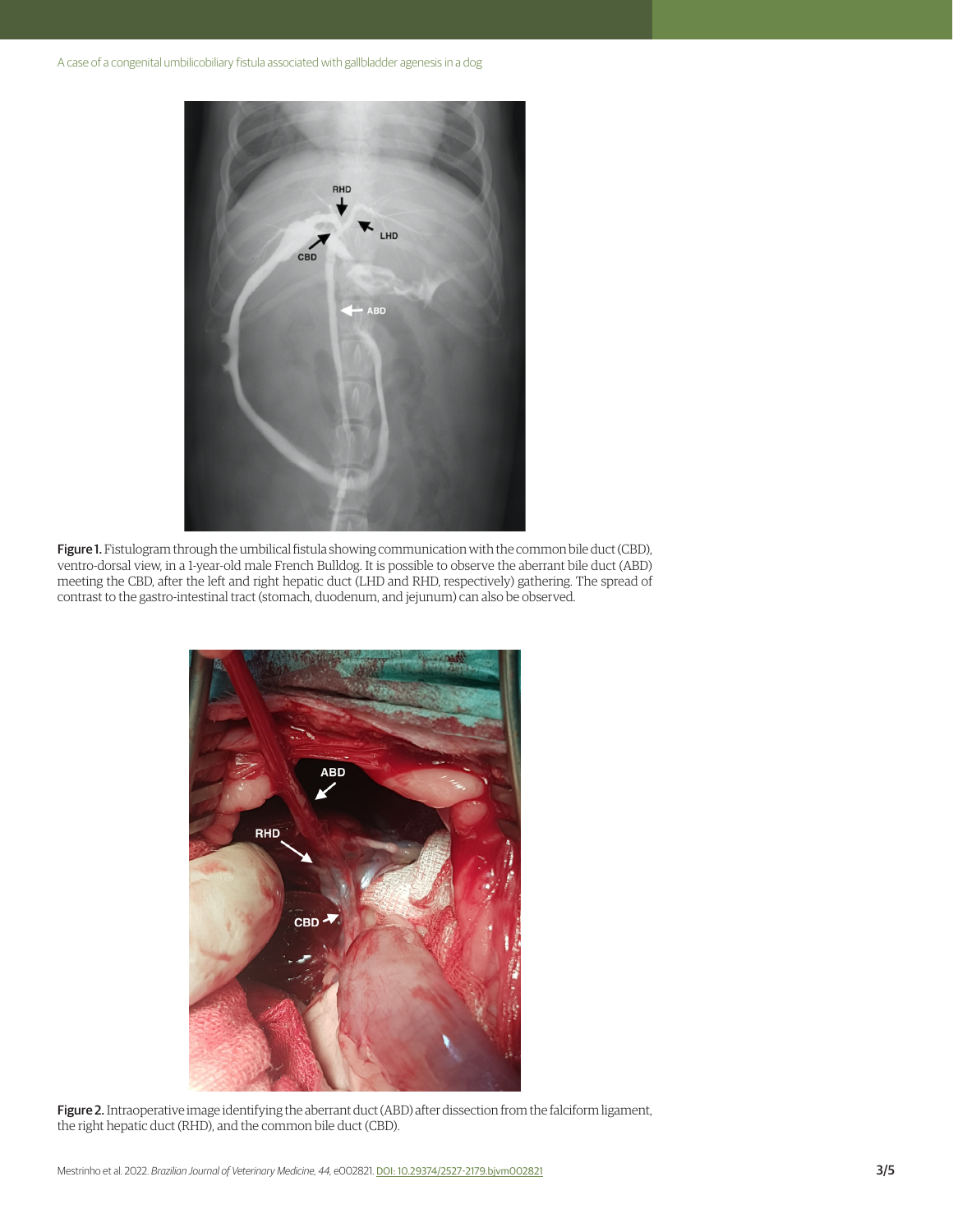**Figure 1.** Fistulogram through the umbilical fistula showing communication with the common bile duct (CBD), ventro-dorsal view, in a 1-year-old male French Bulldog. It is possible to observe the aberrant bile duct (ABD) meeting the CBD, after the left and right hepatic duct (LHD and RHD, respectively) gathering. The spread of contrast to the gastro-intestinal tract (stomach, duodenum, and jejunum) can also be observed.

**Figure 2.** Intraoperative image identifying the aberrant duct (ABD) after dissection from the falciform ligament, the right hepatic duct (RHD), and the common bile duct (CBD).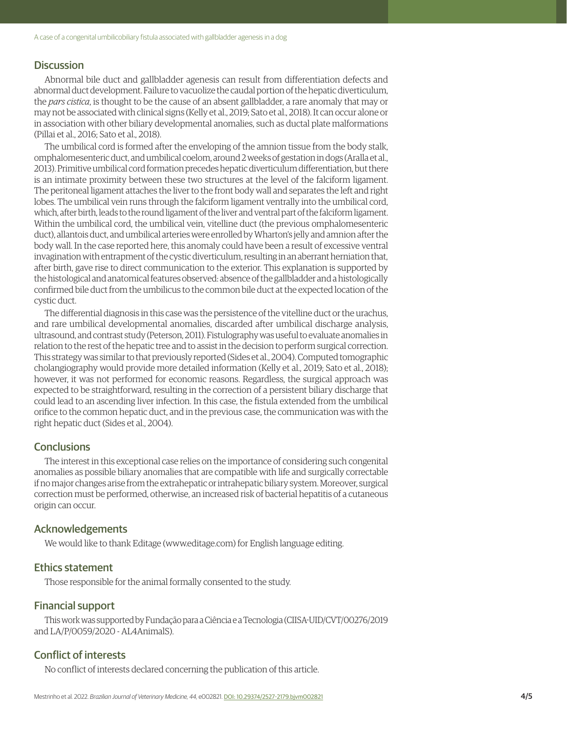## Discussion

Abnormal bile duct and gallbladder agenesis can result from differentiation defects and abnormal duct development. Failure to vacuolize the caudal portion of the hepatic diverticulum, the *pars cistica*, is thought to be the cause of an absent gallbladder, a rare anomaly that may or may not be associated with clinical signs (Kelly et al., 2019; Sato et al., 2018). It can occur alone or in association with other biliary developmental anomalies, such as ductal plate malformations (Pillai et al., 2016; Sato et al., 2018).

The umbilical cord is formed after the enveloping of the amnion tissue from the body stalk, omphalomesenteric duct, and umbilical coelom, around 2 weeks of gestation in dogs (Aralla et al., 2013). Primitive umbilical cord formation precedes hepatic diverticulum differentiation, but there is an intimate proximity between these two structures at the level of the falciform ligament. The peritoneal ligament attaches the liver to the front body wall and separates the left and right lobes. The umbilical vein runs through the falciform ligament ventrally into the umbilical cord, which, after birth, leads to the round ligament of the liver and ventral part of the falciform ligament. Within the umbilical cord, the umbilical vein, vitelline duct (the previous omphalomesenteric duct), allantois duct, and umbilical arteries were enrolled by Wharton's jelly and amnion after the body wall. In the case reported here, this anomaly could have been a result of excessive ventral invagination with entrapment of the cystic diverticulum, resulting in an aberrant herniation that, after birth, gave rise to direct communication to the exterior. This explanation is supported by the histological and anatomical features observed: absence of the gallbladder and a histologically confirmed bile duct from the umbilicus to the common bile duct at the expected location of the cystic duct.

The differential diagnosis in this case was the persistence of the vitelline duct or the urachus, and rare umbilical developmental anomalies, discarded after umbilical discharge analysis, ultrasound, and contrast study (Peterson, 2011). Fistulography was useful to evaluate anomalies in relation to the rest of the hepatic tree and to assist in the decision to perform surgical correction. This strategy was similar to that previously reported (Sides et al., 2004). Computed tomographic cholangiography would provide more detailed information (Kelly et al., 2019; Sato et al., 2018); however, it was not performed for economic reasons. Regardless, the surgical approach was expected to be straightforward, resulting in the correction of a persistent biliary discharge that could lead to an ascending liver infection. In this case, the fistula extended from the umbilical orifice to the common hepatic duct, and in the previous case, the communication was with the right hepatic duct (Sides et al., 2004).

## Conclusions

The interest in this exceptional case relies on the importance of considering such congenital anomalies as possible biliary anomalies that are compatible with life and surgically correctable if no major changes arise from the extrahepatic or intrahepatic biliary system. Moreover, surgical correction must be performed, otherwise, an increased risk of bacterial hepatitis of a cutaneous origin can occur.

## Acknowledgements

We would like to thank Editage (www.editage.com) for English language editing.

## Ethics statement

Those responsible for the animal formally consented to the study.

## Financial support

This work was supported by Fundação para a Ciência e a Tecnologia (CIISA-UID/CVT/00276/2019 and LA/P/0059/2020 - AL4AnimalS).

## Conflict of interests

No conflict of interests declared concerning the publication of this article.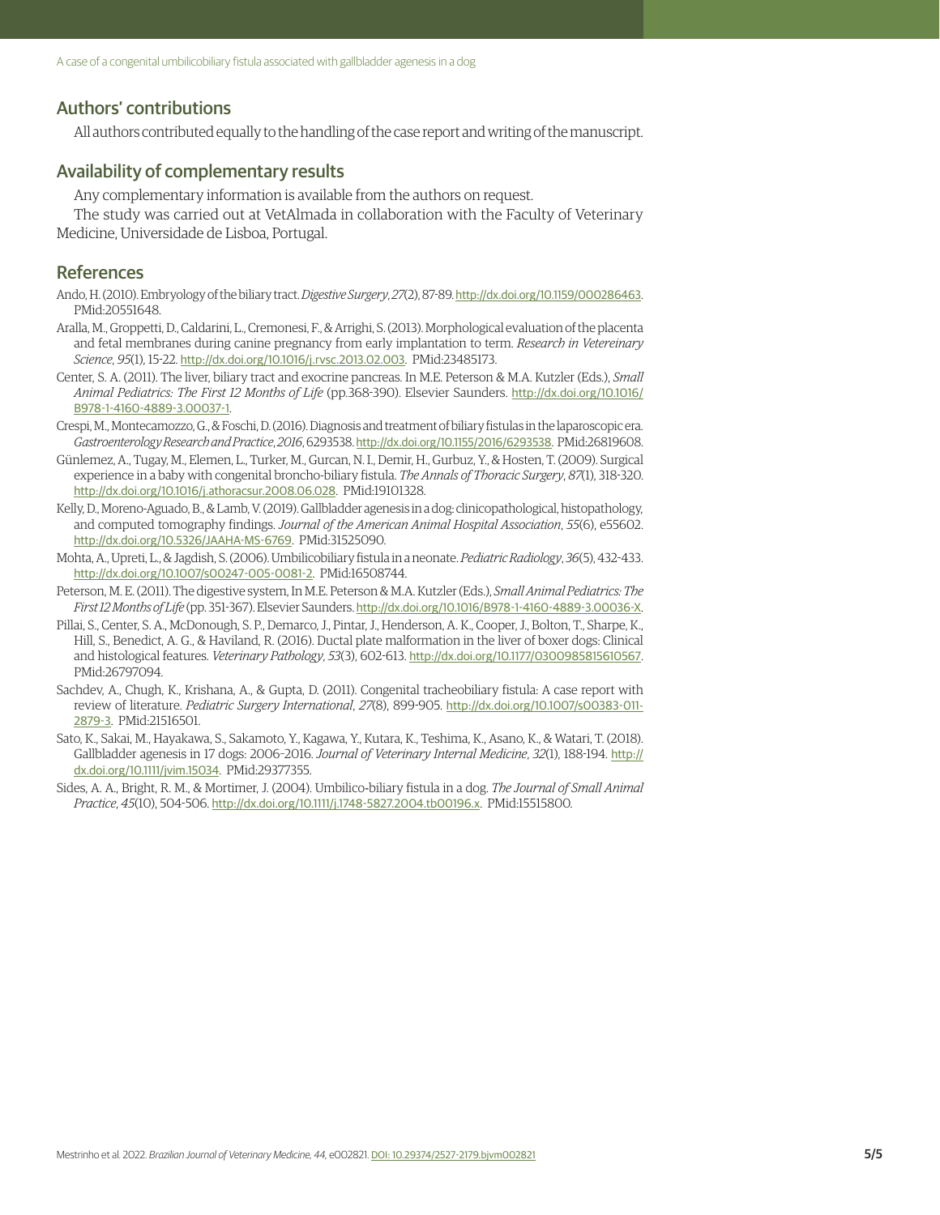## Authors' contributions

All authors contributed equally to the handling of the case report and writing of the manuscript.

## Availability of complementary results

Any complementary information is available from the authors on request.

The study was carried out at VetAlmada in collaboration with the Faculty of Veterinary Medicine, Universidade de Lisboa, Portugal.

## References

Ando, H. (2010). Embryology of the biliary tract. *Digestive Surgery*, *27*(2), 87-89. http://dx.doi.org/10.1159/000286463. PMid:20551648.

Aralla, M., Groppetti, D., Caldarini, L., Cremonesi, F., & Arrighi, S. (2013). Morphological evaluation of the placenta and fetal membranes during canine pregnancy from early implantation to term. *Research in Vetereinary Science*, *95*(1), 15-22. http://dx.doi.org/10.1016/j.rvsc.2013.02.003. PMid:23485173.

Center, S. A. (2011). The liver, biliary tract and exocrine pancreas. In M.E. Peterson & M.A. Kutzler (Eds.), *Small Animal Pediatrics: The First 12 Months of Life* (pp.368-390). Elsevier Saunders. http://dx.doi.org/10.1016/B978-1-4160-4889-3.00037-1.

Crespi, M., Montecamozzo, G., & Foschi, D. (2016). Diagnosis and treatment of biliary fistulas in the laparoscopic era. *Gastroenterology Research and Practice*, *2016*, 6293538. http://dx.doi.org/10.1155/2016/6293538. PMid:26819608.

Günlemez, A., Tugay, M., Elemen, L., Turker, M., Gurcan, N. I., Demir, H., Gurbuz, Y., & Hosten, T. (2009). Surgical experience in a baby with congenital broncho-biliary fistula. *The Annals of Thoracic Surgery*, *87*(1), 318-320. http://dx.doi.org/10.1016/j.athoracsur.2008.06.028. PMid:19101328.

Kelly, D., Moreno-Aguado, B., & Lamb, V. (2019). Gallbladder agenesis in a dog: clinicopathological, histopathology, and computed tomography findings. *Journal of the American Animal Hospital Association*, *55*(6), e55602. http://dx.doi.org/10.5326/JAAHA-MS-6769. PMid:31525090.

Mohta, A., Upreti, L., & Jagdish, S. (2006). Umbilicobiliary fistula in a neonate. *Pediatric Radiology*, *36*(5), 432-433. http://dx.doi.org/10.1007/s00247-005-0081-2. PMid:16508744.

Peterson, M. E. (2011). The digestive system, In M.E. Peterson & M.A. Kutzler (Eds.), *Small Animal Pediatrics: The First 12 Months of Life* (pp. 351-367). Elsevier Saunders. http://dx.doi.org/10.1016/B978-1-4160-4889-3.00036-X.

Pillai, S., Center, S. A., McDonough, S. P., Demarco, J., Pintar, J., Henderson, A. K., Cooper, J., Bolton, T., Sharpe, K., Hill, S., Benedict, A. G., & Haviland, R. (2016). Ductal plate malformation in the liver of boxer dogs: Clinical and histological features. *Veterinary Pathology*, *53*(3), 602-613. http://dx.doi.org/10.1177/0300985815610567. PMid:26797094.

Sachdev, A., Chugh, K., Krishana, A., & Gupta, D. (2011). Congenital tracheobiliary fistula: A case report with review of literature. *Pediatric Surgery International*, *27*(8), 899-905. http://dx.doi.org/10.1007/s00383-011-2879-3. PMid:21516501.

Sato, K., Sakai, M., Hayakawa, S., Sakamoto, Y., Kagawa, Y., Kutara, K., Teshima, K., Asano, K., & Watari, T. (2018). Gallbladder agenesis in 17 dogs: 2006-2016. *Journal of Veterinary Internal Medicine*, *32*(1), 188-194. http://dx.doi.org/10.1111/jvim.15034. PMid:29377355.

Sides, A. A., Bright, R. M., & Mortimer, J. (2004). Umbilico-biliary fistula in a dog. *The Journal of Small Animal Practice*, *45*(10), 504-506. http://dx.doi.org/10.1111/j.1748-5827.2004.tb00196.x. PMid:15515800.